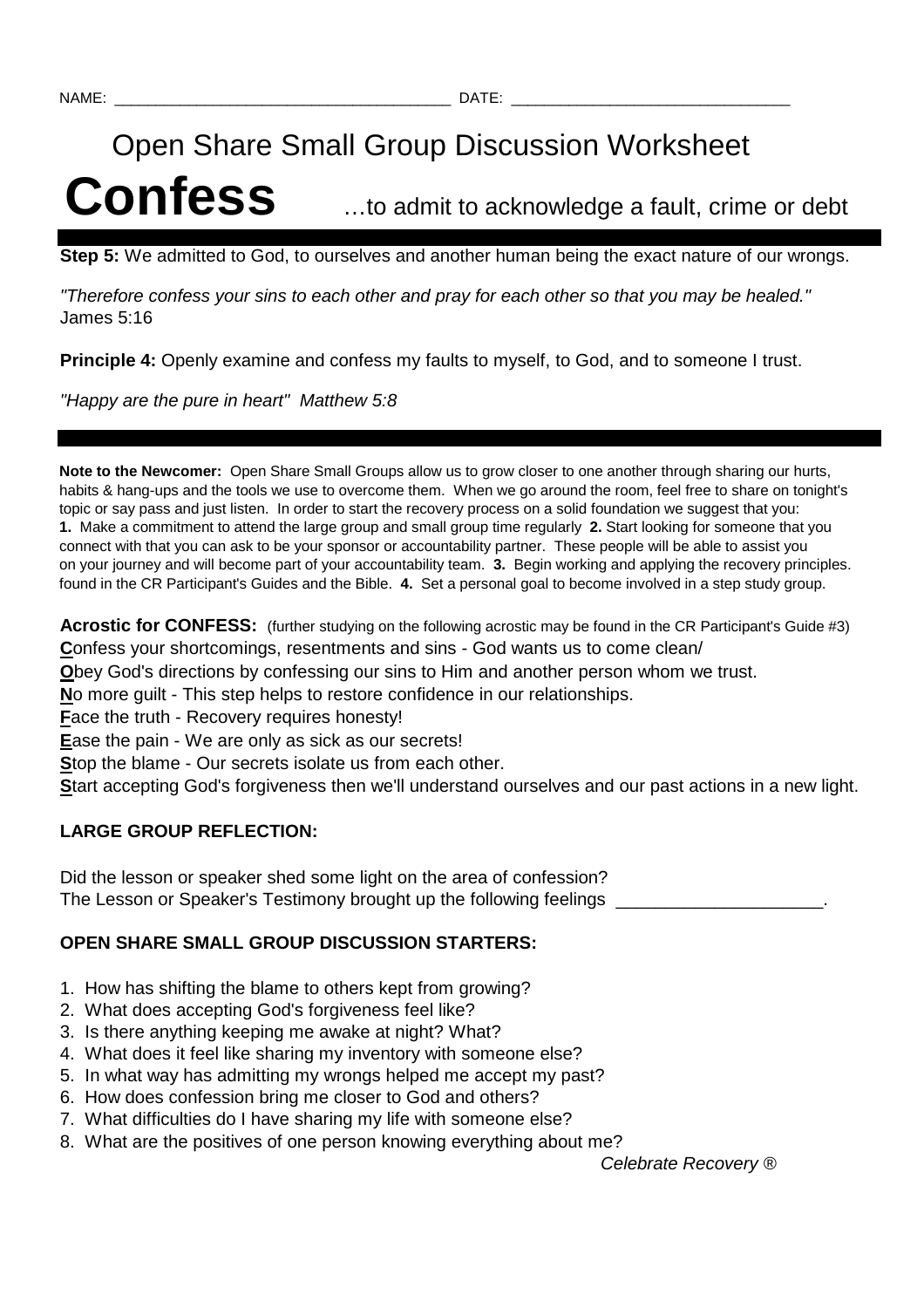NAME: ______________________________________ DATE: ________________________________

# Open Share Small Group Discussion Worksheet

# Confess …to admit to acknowledge a fault, crime or debt

**Step 5:** We admitted to God, to ourselves and another human being the exact nature of our wrongs.

*"Therefore confess your sins to each other and pray for each other so that you may be healed."* James 5:16

**Principle 4:** Openly examine and confess my faults to myself, to God, and to someone I trust.

*"Happy are the pure in heart" Matthew 5:8*

---

**Note to the Newcomer:** Open Share Small Groups allow us to grow closer to one another through sharing our hurts, habits & hang-ups and the tools we use to overcome them. When we go around the room, feel free to share on tonight's topic or say pass and just listen. In order to start the recovery process on a solid foundation we suggest that you: **1.** Make a commitment to attend the large group and small group time regularly **2.** Start looking for someone that you connect with that you can ask to be your sponsor or accountability partner. These people will be able to assist you on your journey and will become part of your accountability team. **3.** Begin working and applying the recovery principles. found in the CR Participant's Guides and the Bible. **4.** Set a personal goal to become involved in a step study group.

**Acrostic for CONFESS:** (further studying on the following acrostic may be found in the CR Participant's Guide #3)
**C**onfess your shortcomings, resentments and sins - God wants us to come clean/
**O**bey God's directions by confessing our sins to Him and another person whom we trust.
**N**o more guilt - This step helps to restore confidence in our relationships.
**F**ace the truth - Recovery requires honesty!
**E**ase the pain - We are only as sick as our secrets!
**S**top the blame - Our secrets isolate us from each other.
**S**tart accepting God's forgiveness then we'll understand ourselves and our past actions in a new light.

### LARGE GROUP REFLECTION:

Did the lesson or speaker shed some light on the area of confession?
The Lesson or Speaker's Testimony brought up the following feelings ____________________.

### OPEN SHARE SMALL GROUP DISCUSSION STARTERS:

1. How has shifting the blame to others kept from growing?
2. What does accepting God's forgiveness feel like?
3. Is there anything keeping me awake at night? What?
4. What does it feel like sharing my inventory with someone else?
5. In what way has admitting my wrongs helped me accept my past?
6. How does confession bring me closer to God and others?
7. What difficulties do I have sharing my life with someone else?
8. What are the positives of one person knowing everything about me?

*Celebrate Recovery ®*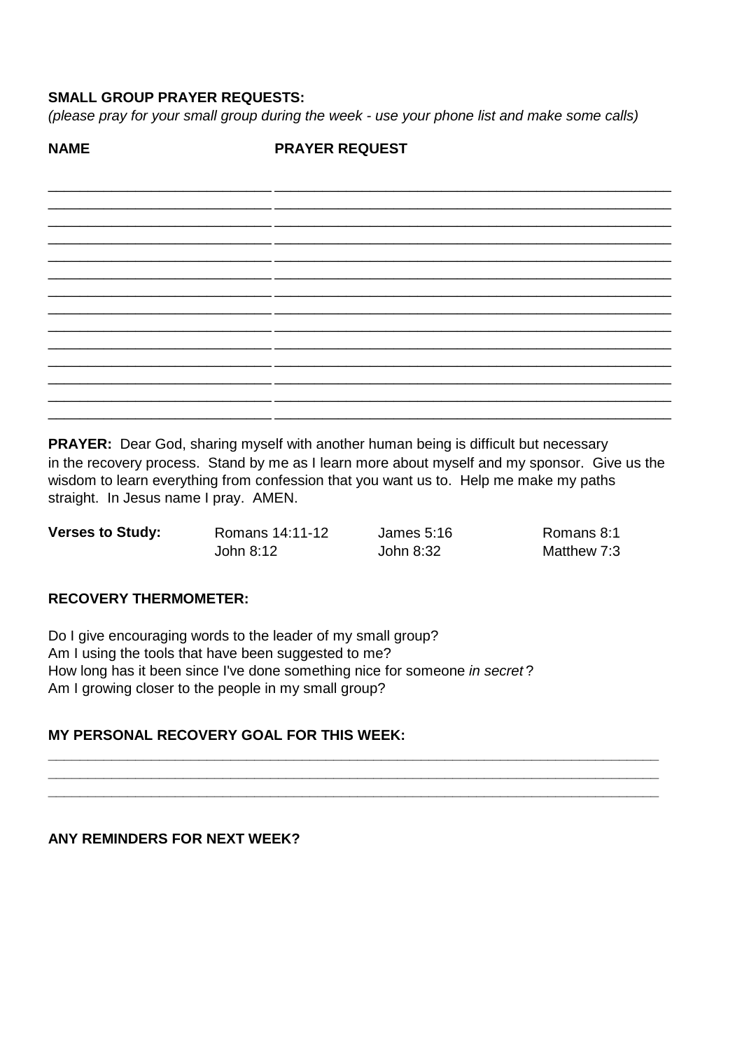**SMALL GROUP PRAYER REQUESTS:**
*(please pray for your small group during the week - use your phone list and make some calls)*

| NAME | PRAYER REQUEST |
|---|---|
| | |
| | |
| | |
| | |
| | |
| | |
| | |
| | |
| | |
| | |
| | |
| | |
| | |
| | |

**PRAYER:** Dear God, sharing myself with another human being is difficult but necessary in the recovery process. Stand by me as I learn more about myself and my sponsor. Give us the wisdom to learn everything from confession that you want us to. Help me make my paths straight. In Jesus name I pray. AMEN.

| | | | |
|---|---|---|---|
| **Verses to Study:** | Romans 14:11-12 | James 5:16 | Romans 8:1 |
| | John 8:12 | John 8:32 | Matthew 7:3 |

**RECOVERY THERMOMETER:**

Do I give encouraging words to the leader of my small group?
Am I using the tools that have been suggested to me?
How long has it been since I've done something nice for someone *in secret*?
Am I growing closer to the people in my small group?

**MY PERSONAL RECOVERY GOAL FOR THIS WEEK:**

______________________________________________________________________________
______________________________________________________________________________
______________________________________________________________________________

**ANY REMINDERS FOR NEXT WEEK?**